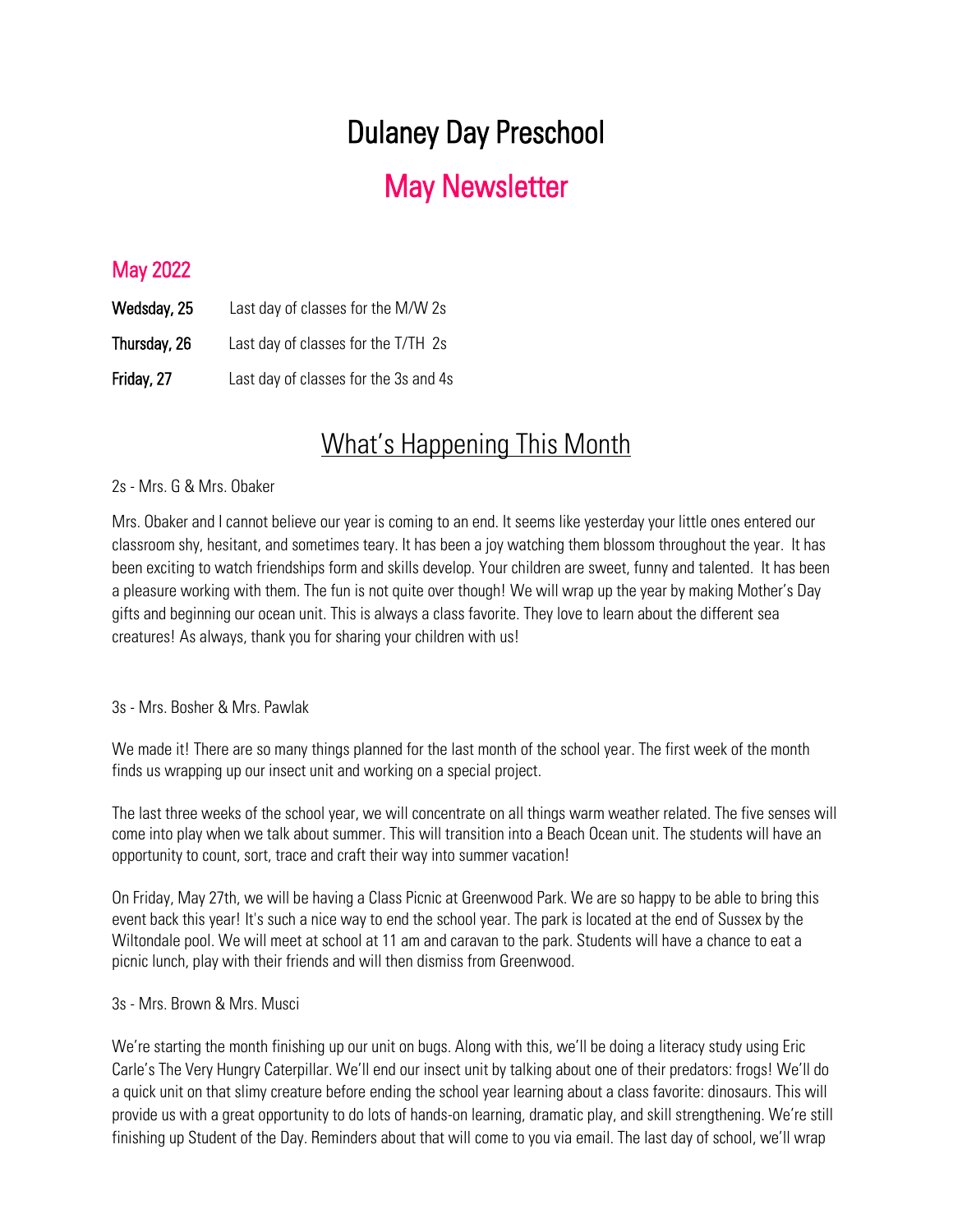# Dulaney Day Preschool

## May Newsletter

### May 2022

**Wedsday, 25** Last day of classes for the M/W 2s

**Thursday, 26** Last day of classes for the T/TH 2s

**Friday, 27** Last day of classes for the 3s and 4s

## What's Happening This Month

2s - Mrs. G & Mrs. Obaker

Mrs. Obaker and I cannot believe our year is coming to an end. It seems like yesterday your little ones entered our classroom shy, hesitant, and sometimes teary. It has been a joy watching them blossom throughout the year. It has been exciting to watch friendships form and skills develop. Your children are sweet, funny and talented. It has been a pleasure working with them. The fun is not quite over though! We will wrap up the year by making Mother's Day gifts and beginning our ocean unit. This is always a class favorite. They love to learn about the different sea creatures! As always, thank you for sharing your children with us!

3s - Mrs. Bosher & Mrs. Pawlak

We made it! There are so many things planned for the last month of the school year. The first week of the month finds us wrapping up our insect unit and working on a special project.

The last three weeks of the school year, we will concentrate on all things warm weather related. The five senses will come into play when we talk about summer. This will transition into a Beach Ocean unit. The students will have an opportunity to count, sort, trace and craft their way into summer vacation!

On Friday, May 27th, we will be having a Class Picnic at Greenwood Park. We are so happy to be able to bring this event back this year! It's such a nice way to end the school year. The park is located at the end of Sussex by the Wiltondale pool. We will meet at school at 11 am and caravan to the park. Students will have a chance to eat a picnic lunch, play with their friends and will then dismiss from Greenwood.

3s - Mrs. Brown & Mrs. Musci

We're starting the month finishing up our unit on bugs. Along with this, we'll be doing a literacy study using Eric Carle's The Very Hungry Caterpillar. We'll end our insect unit by talking about one of their predators: frogs! We'll do a quick unit on that slimy creature before ending the school year learning about a class favorite: dinosaurs. This will provide us with a great opportunity to do lots of hands-on learning, dramatic play, and skill strengthening. We're still finishing up Student of the Day. Reminders about that will come to you via email. The last day of school, we'll wrap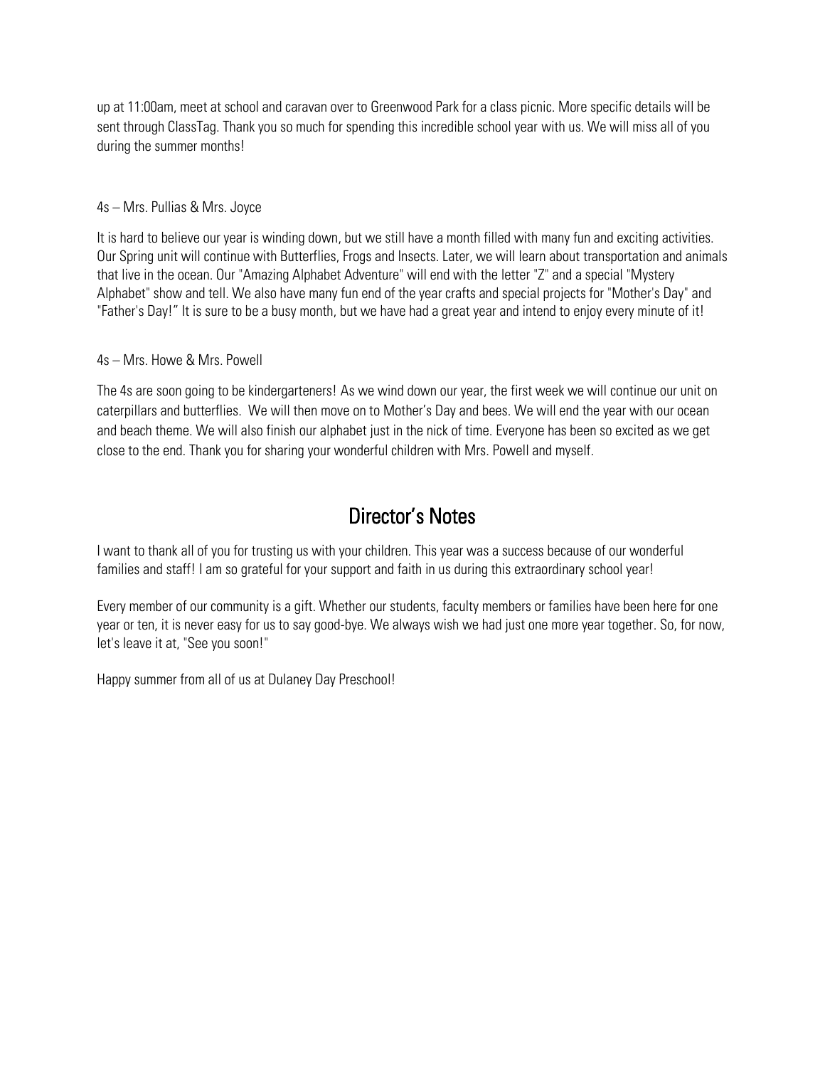up at 11:00am, meet at school and caravan over to Greenwood Park for a class picnic. More specific details will be sent through ClassTag. Thank you so much for spending this incredible school year with us. We will miss all of you during the summer months!

4s – Mrs. Pullias & Mrs. Joyce

It is hard to believe our year is winding down, but we still have a month filled with many fun and exciting activities. Our Spring unit will continue with Butterflies, Frogs and Insects. Later, we will learn about transportation and animals that live in the ocean. Our "Amazing Alphabet Adventure" will end with the letter "Z" and a special "Mystery Alphabet" show and tell. We also have many fun end of the year crafts and special projects for "Mother's Day" and "Father's Day!" It is sure to be a busy month, but we have had a great year and intend to enjoy every minute of it!

4s – Mrs. Howe & Mrs. Powell

The 4s are soon going to be kindergarteners! As we wind down our year, the first week we will continue our unit on caterpillars and butterflies. We will then move on to Mother's Day and bees. We will end the year with our ocean and beach theme. We will also finish our alphabet just in the nick of time. Everyone has been so excited as we get close to the end. Thank you for sharing your wonderful children with Mrs. Powell and myself.

## Director's Notes

I want to thank all of you for trusting us with your children. This year was a success because of our wonderful families and staff! I am so grateful for your support and faith in us during this extraordinary school year!

Every member of our community is a gift. Whether our students, faculty members or families have been here for one year or ten, it is never easy for us to say good-bye. We always wish we had just one more year together. So, for now, let's leave it at, "See you soon!"

Happy summer from all of us at Dulaney Day Preschool!